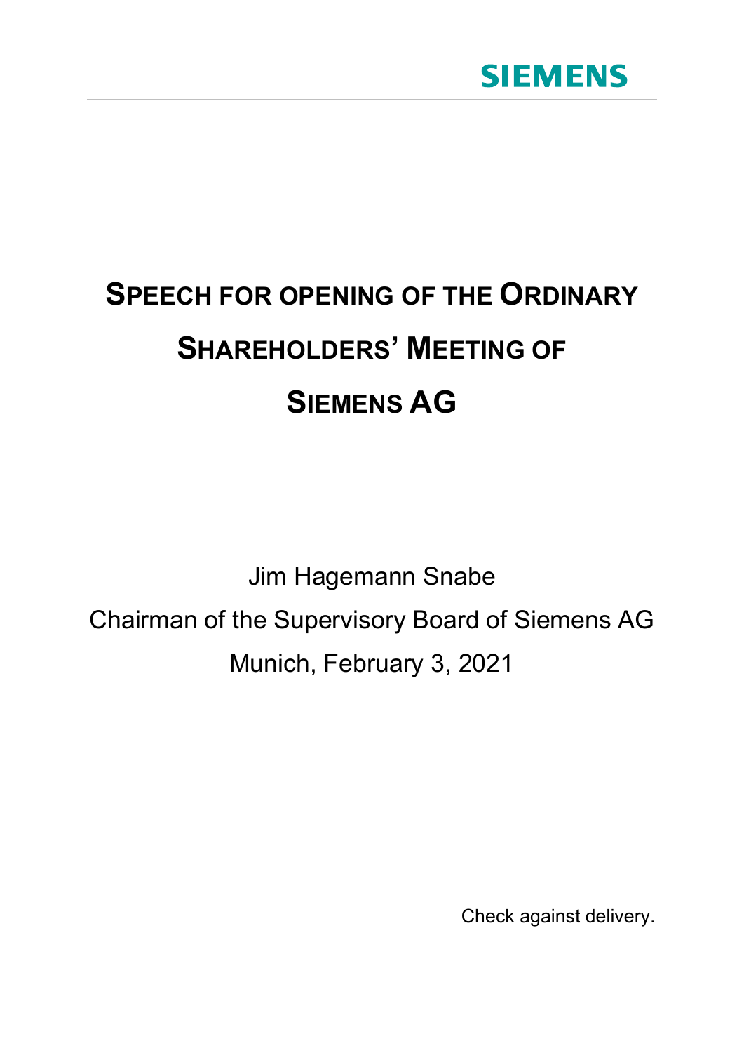SIEMENS

# Speech for opening of the Ordinary Shareholders' Meeting of Siemens AG

Jim Hagemann Snabe

Chairman of the Supervisory Board of Siemens AG

Munich, February 3, 2021

Check against delivery.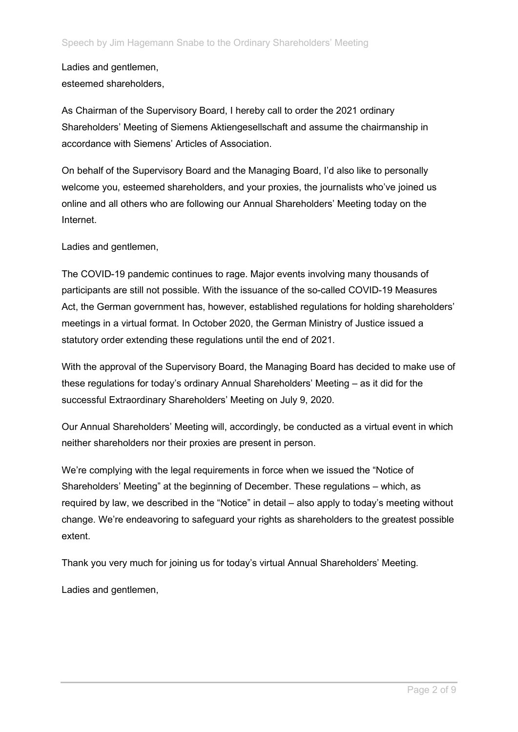Ladies and gentlemen,
esteemed shareholders,

As Chairman of the Supervisory Board, I hereby call to order the 2021 ordinary Shareholders' Meeting of Siemens Aktiengesellschaft and assume the chairmanship in accordance with Siemens' Articles of Association.

On behalf of the Supervisory Board and the Managing Board, I'd also like to personally welcome you, esteemed shareholders, and your proxies, the journalists who've joined us online and all others who are following our Annual Shareholders' Meeting today on the Internet.

Ladies and gentlemen,

The COVID-19 pandemic continues to rage. Major events involving many thousands of participants are still not possible. With the issuance of the so-called COVID-19 Measures Act, the German government has, however, established regulations for holding shareholders' meetings in a virtual format. In October 2020, the German Ministry of Justice issued a statutory order extending these regulations until the end of 2021.

With the approval of the Supervisory Board, the Managing Board has decided to make use of these regulations for today's ordinary Annual Shareholders' Meeting – as it did for the successful Extraordinary Shareholders' Meeting on July 9, 2020.

Our Annual Shareholders' Meeting will, accordingly, be conducted as a virtual event in which neither shareholders nor their proxies are present in person.

We're complying with the legal requirements in force when we issued the "Notice of Shareholders' Meeting" at the beginning of December. These regulations – which, as required by law, we described in the "Notice" in detail – also apply to today's meeting without change. We're endeavoring to safeguard your rights as shareholders to the greatest possible extent.

Thank you very much for joining us for today's virtual Annual Shareholders' Meeting.

Ladies and gentlemen,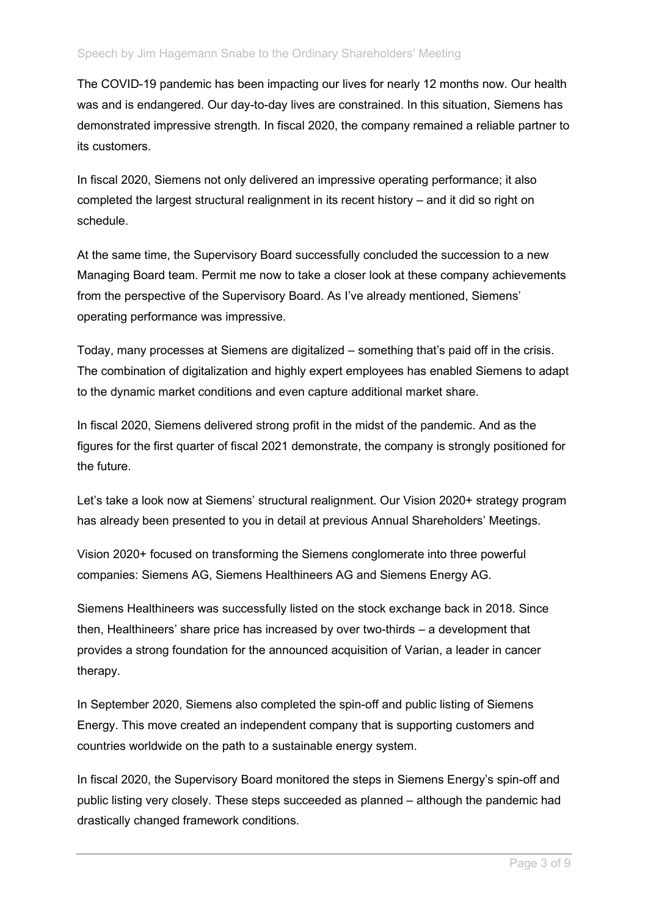The COVID-19 pandemic has been impacting our lives for nearly 12 months now. Our health was and is endangered. Our day-to-day lives are constrained. In this situation, Siemens has demonstrated impressive strength. In fiscal 2020, the company remained a reliable partner to its customers.

In fiscal 2020, Siemens not only delivered an impressive operating performance; it also completed the largest structural realignment in its recent history – and it did so right on schedule.

At the same time, the Supervisory Board successfully concluded the succession to a new Managing Board team. Permit me now to take a closer look at these company achievements from the perspective of the Supervisory Board. As I've already mentioned, Siemens' operating performance was impressive.

Today, many processes at Siemens are digitalized – something that's paid off in the crisis. The combination of digitalization and highly expert employees has enabled Siemens to adapt to the dynamic market conditions and even capture additional market share.

In fiscal 2020, Siemens delivered strong profit in the midst of the pandemic. And as the figures for the first quarter of fiscal 2021 demonstrate, the company is strongly positioned for the future.

Let's take a look now at Siemens' structural realignment. Our Vision 2020+ strategy program has already been presented to you in detail at previous Annual Shareholders' Meetings.

Vision 2020+ focused on transforming the Siemens conglomerate into three powerful companies: Siemens AG, Siemens Healthineers AG and Siemens Energy AG.

Siemens Healthineers was successfully listed on the stock exchange back in 2018. Since then, Healthineers' share price has increased by over two-thirds – a development that provides a strong foundation for the announced acquisition of Varian, a leader in cancer therapy.

In September 2020, Siemens also completed the spin-off and public listing of Siemens Energy. This move created an independent company that is supporting customers and countries worldwide on the path to a sustainable energy system.

In fiscal 2020, the Supervisory Board monitored the steps in Siemens Energy's spin-off and public listing very closely. These steps succeeded as planned – although the pandemic had drastically changed framework conditions.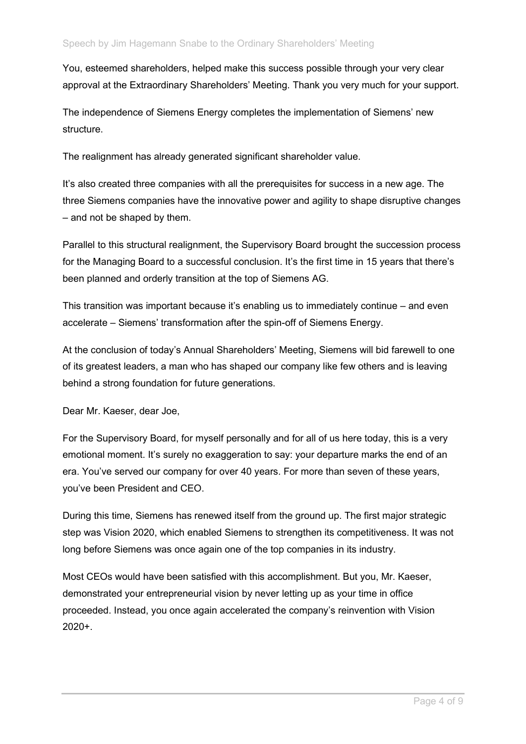You, esteemed shareholders, helped make this success possible through your very clear approval at the Extraordinary Shareholders' Meeting. Thank you very much for your support.

The independence of Siemens Energy completes the implementation of Siemens' new structure.

The realignment has already generated significant shareholder value.

It's also created three companies with all the prerequisites for success in a new age. The three Siemens companies have the innovative power and agility to shape disruptive changes – and not be shaped by them.

Parallel to this structural realignment, the Supervisory Board brought the succession process for the Managing Board to a successful conclusion. It's the first time in 15 years that there's been planned and orderly transition at the top of Siemens AG.

This transition was important because it's enabling us to immediately continue – and even accelerate – Siemens' transformation after the spin-off of Siemens Energy.

At the conclusion of today's Annual Shareholders' Meeting, Siemens will bid farewell to one of its greatest leaders, a man who has shaped our company like few others and is leaving behind a strong foundation for future generations.

Dear Mr. Kaeser, dear Joe,

For the Supervisory Board, for myself personally and for all of us here today, this is a very emotional moment. It's surely no exaggeration to say: your departure marks the end of an era. You've served our company for over 40 years. For more than seven of these years, you've been President and CEO.

During this time, Siemens has renewed itself from the ground up. The first major strategic step was Vision 2020, which enabled Siemens to strengthen its competitiveness. It was not long before Siemens was once again one of the top companies in its industry.

Most CEOs would have been satisfied with this accomplishment. But you, Mr. Kaeser, demonstrated your entrepreneurial vision by never letting up as your time in office proceeded. Instead, you once again accelerated the company's reinvention with Vision 2020+.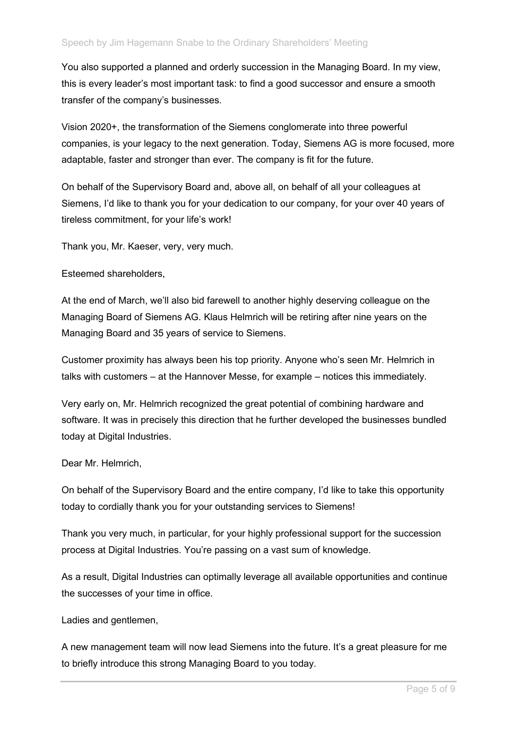You also supported a planned and orderly succession in the Managing Board. In my view, this is every leader's most important task: to find a good successor and ensure a smooth transfer of the company's businesses.

Vision 2020+, the transformation of the Siemens conglomerate into three powerful companies, is your legacy to the next generation. Today, Siemens AG is more focused, more adaptable, faster and stronger than ever. The company is fit for the future.

On behalf of the Supervisory Board and, above all, on behalf of all your colleagues at Siemens, I'd like to thank you for your dedication to our company, for your over 40 years of tireless commitment, for your life's work!

Thank you, Mr. Kaeser, very, very much.

Esteemed shareholders,

At the end of March, we'll also bid farewell to another highly deserving colleague on the Managing Board of Siemens AG. Klaus Helmrich will be retiring after nine years on the Managing Board and 35 years of service to Siemens.

Customer proximity has always been his top priority. Anyone who's seen Mr. Helmrich in talks with customers – at the Hannover Messe, for example – notices this immediately.

Very early on, Mr. Helmrich recognized the great potential of combining hardware and software. It was in precisely this direction that he further developed the businesses bundled today at Digital Industries.

Dear Mr. Helmrich,

On behalf of the Supervisory Board and the entire company, I'd like to take this opportunity today to cordially thank you for your outstanding services to Siemens!

Thank you very much, in particular, for your highly professional support for the succession process at Digital Industries. You're passing on a vast sum of knowledge.

As a result, Digital Industries can optimally leverage all available opportunities and continue the successes of your time in office.

Ladies and gentlemen,

A new management team will now lead Siemens into the future. It's a great pleasure for me to briefly introduce this strong Managing Board to you today.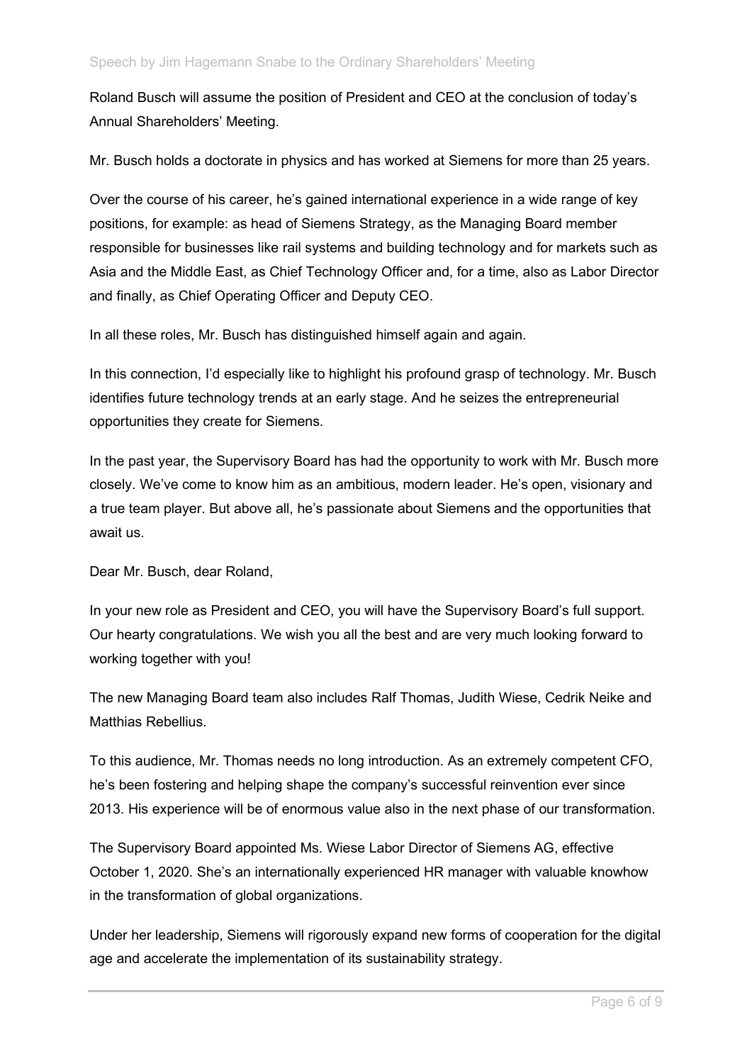Roland Busch will assume the position of President and CEO at the conclusion of today's Annual Shareholders' Meeting.

Mr. Busch holds a doctorate in physics and has worked at Siemens for more than 25 years.

Over the course of his career, he's gained international experience in a wide range of key positions, for example: as head of Siemens Strategy, as the Managing Board member responsible for businesses like rail systems and building technology and for markets such as Asia and the Middle East, as Chief Technology Officer and, for a time, also as Labor Director and finally, as Chief Operating Officer and Deputy CEO.

In all these roles, Mr. Busch has distinguished himself again and again.

In this connection, I'd especially like to highlight his profound grasp of technology. Mr. Busch identifies future technology trends at an early stage. And he seizes the entrepreneurial opportunities they create for Siemens.

In the past year, the Supervisory Board has had the opportunity to work with Mr. Busch more closely. We've come to know him as an ambitious, modern leader. He's open, visionary and a true team player. But above all, he's passionate about Siemens and the opportunities that await us.

Dear Mr. Busch, dear Roland,

In your new role as President and CEO, you will have the Supervisory Board's full support. Our hearty congratulations. We wish you all the best and are very much looking forward to working together with you!

The new Managing Board team also includes Ralf Thomas, Judith Wiese, Cedrik Neike and Matthias Rebellius.

To this audience, Mr. Thomas needs no long introduction. As an extremely competent CFO, he's been fostering and helping shape the company's successful reinvention ever since 2013. His experience will be of enormous value also in the next phase of our transformation.

The Supervisory Board appointed Ms. Wiese Labor Director of Siemens AG, effective October 1, 2020. She's an internationally experienced HR manager with valuable knowhow in the transformation of global organizations.

Under her leadership, Siemens will rigorously expand new forms of cooperation for the digital age and accelerate the implementation of its sustainability strategy.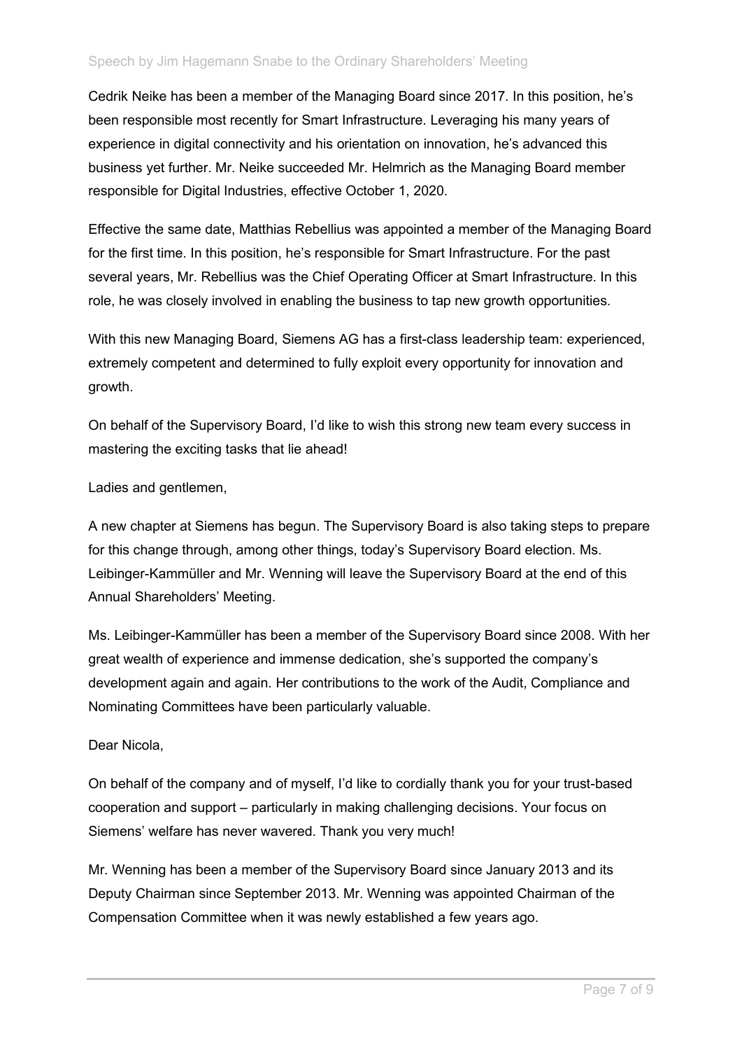Cedrik Neike has been a member of the Managing Board since 2017. In this position, he's been responsible most recently for Smart Infrastructure. Leveraging his many years of experience in digital connectivity and his orientation on innovation, he's advanced this business yet further. Mr. Neike succeeded Mr. Helmrich as the Managing Board member responsible for Digital Industries, effective October 1, 2020.

Effective the same date, Matthias Rebellius was appointed a member of the Managing Board for the first time. In this position, he's responsible for Smart Infrastructure. For the past several years, Mr. Rebellius was the Chief Operating Officer at Smart Infrastructure. In this role, he was closely involved in enabling the business to tap new growth opportunities.

With this new Managing Board, Siemens AG has a first-class leadership team: experienced, extremely competent and determined to fully exploit every opportunity for innovation and growth.

On behalf of the Supervisory Board, I'd like to wish this strong new team every success in mastering the exciting tasks that lie ahead!

Ladies and gentlemen,

A new chapter at Siemens has begun. The Supervisory Board is also taking steps to prepare for this change through, among other things, today's Supervisory Board election. Ms. Leibinger-Kammüller and Mr. Wenning will leave the Supervisory Board at the end of this Annual Shareholders' Meeting.

Ms. Leibinger-Kammüller has been a member of the Supervisory Board since 2008. With her great wealth of experience and immense dedication, she's supported the company's development again and again. Her contributions to the work of the Audit, Compliance and Nominating Committees have been particularly valuable.

Dear Nicola,

On behalf of the company and of myself, I'd like to cordially thank you for your trust-based cooperation and support – particularly in making challenging decisions. Your focus on Siemens' welfare has never wavered. Thank you very much!

Mr. Wenning has been a member of the Supervisory Board since January 2013 and its Deputy Chairman since September 2013. Mr. Wenning was appointed Chairman of the Compensation Committee when it was newly established a few years ago.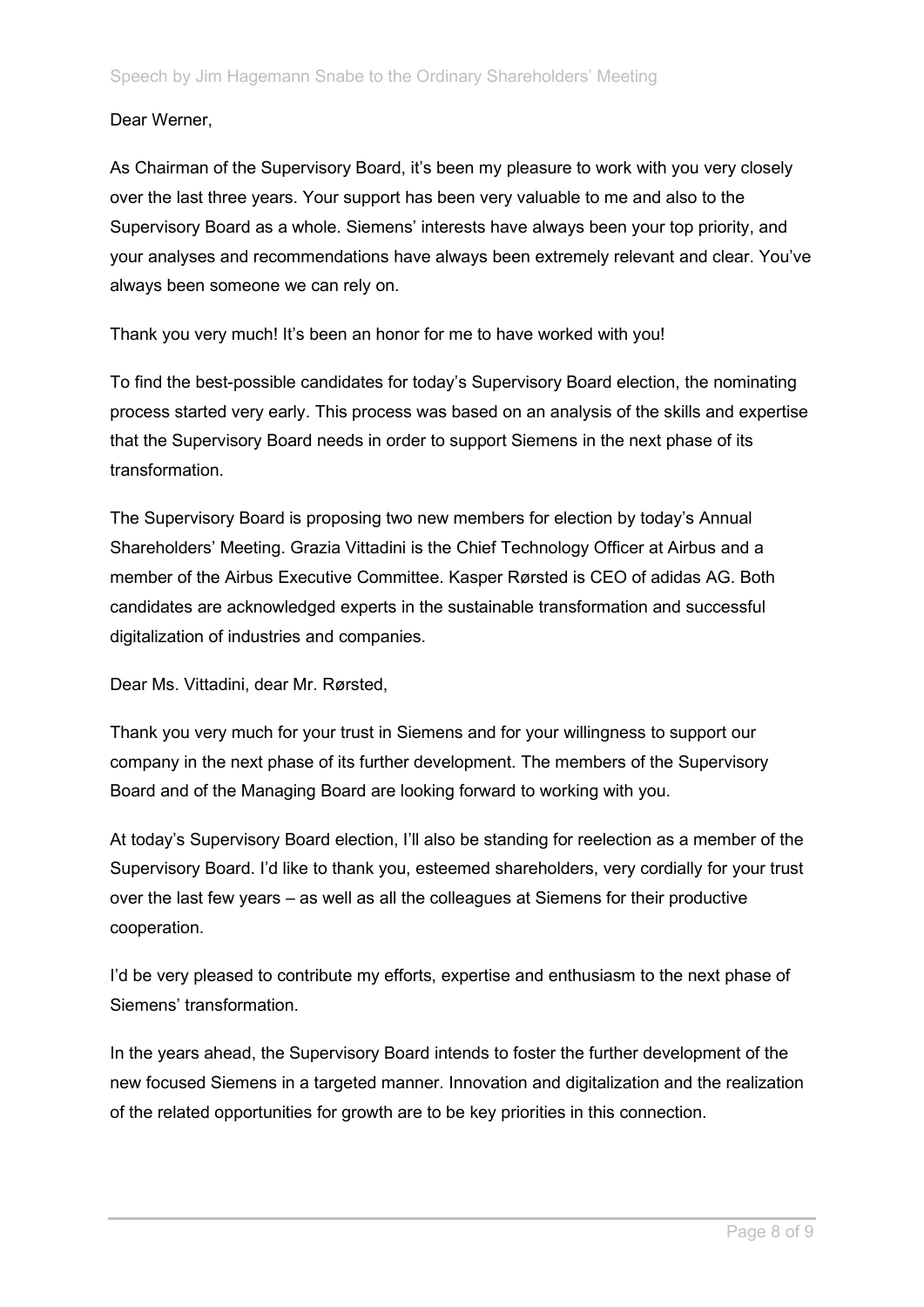Dear Werner,

As Chairman of the Supervisory Board, it's been my pleasure to work with you very closely over the last three years. Your support has been very valuable to me and also to the Supervisory Board as a whole. Siemens' interests have always been your top priority, and your analyses and recommendations have always been extremely relevant and clear. You've always been someone we can rely on.

Thank you very much! It's been an honor for me to have worked with you!

To find the best-possible candidates for today's Supervisory Board election, the nominating process started very early. This process was based on an analysis of the skills and expertise that the Supervisory Board needs in order to support Siemens in the next phase of its transformation.

The Supervisory Board is proposing two new members for election by today's Annual Shareholders' Meeting. Grazia Vittadini is the Chief Technology Officer at Airbus and a member of the Airbus Executive Committee. Kasper Rørsted is CEO of adidas AG. Both candidates are acknowledged experts in the sustainable transformation and successful digitalization of industries and companies.

Dear Ms. Vittadini, dear Mr. Rørsted,

Thank you very much for your trust in Siemens and for your willingness to support our company in the next phase of its further development. The members of the Supervisory Board and of the Managing Board are looking forward to working with you.

At today's Supervisory Board election, I'll also be standing for reelection as a member of the Supervisory Board. I'd like to thank you, esteemed shareholders, very cordially for your trust over the last few years – as well as all the colleagues at Siemens for their productive cooperation.

I'd be very pleased to contribute my efforts, expertise and enthusiasm to the next phase of Siemens' transformation.

In the years ahead, the Supervisory Board intends to foster the further development of the new focused Siemens in a targeted manner. Innovation and digitalization and the realization of the related opportunities for growth are to be key priorities in this connection.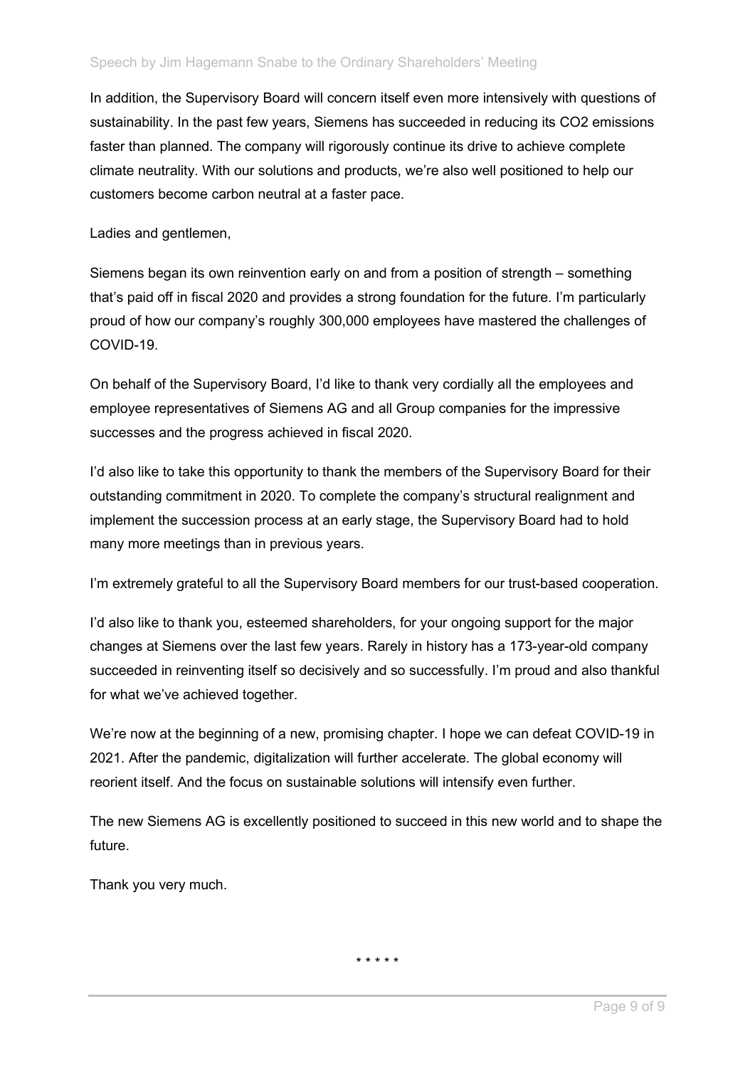In addition, the Supervisory Board will concern itself even more intensively with questions of sustainability. In the past few years, Siemens has succeeded in reducing its $CO_2$ emissions faster than planned. The company will rigorously continue its drive to achieve complete climate neutrality. With our solutions and products, we're also well positioned to help our customers become carbon neutral at a faster pace.

Ladies and gentlemen,

Siemens began its own reinvention early on and from a position of strength – something that's paid off in fiscal 2020 and provides a strong foundation for the future. I'm particularly proud of how our company's roughly 300,000 employees have mastered the challenges of COVID-19.

On behalf of the Supervisory Board, I'd like to thank very cordially all the employees and employee representatives of Siemens AG and all Group companies for the impressive successes and the progress achieved in fiscal 2020.

I'd also like to take this opportunity to thank the members of the Supervisory Board for their outstanding commitment in 2020. To complete the company's structural realignment and implement the succession process at an early stage, the Supervisory Board had to hold many more meetings than in previous years.

I'm extremely grateful to all the Supervisory Board members for our trust-based cooperation.

I'd also like to thank you, esteemed shareholders, for your ongoing support for the major changes at Siemens over the last few years. Rarely in history has a 173-year-old company succeeded in reinventing itself so decisively and so successfully. I'm proud and also thankful for what we've achieved together.

We're now at the beginning of a new, promising chapter. I hope we can defeat COVID-19 in 2021. After the pandemic, digitalization will further accelerate. The global economy will reorient itself. And the focus on sustainable solutions will intensify even further.

The new Siemens AG is excellently positioned to succeed in this new world and to shape the future.

Thank you very much.

\* \* \* \* \*